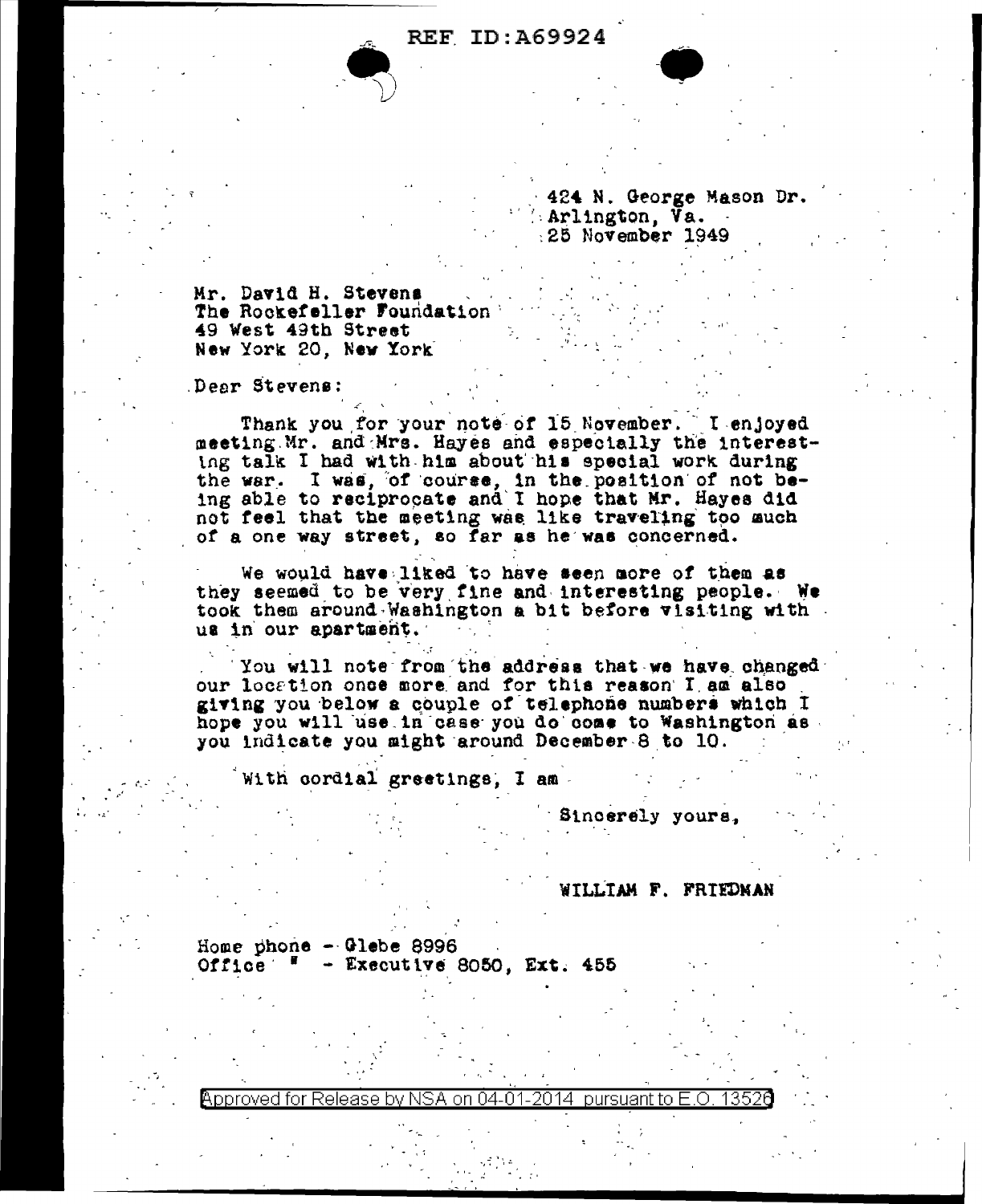424 N. George Mason Dr.
Arlington, Va.
25 November 1949

Mr. David H. Stevens
The Rockefeller Foundation
49 West 49th Street
New York 20, New York

Dear Stevens:

Thank you for your note of 15 November. I enjoyed meeting Mr. and Mrs. Hayes and especially the interesting talk I had with him about his special work during the war. I was, of course, in the position of not being able to reciprocate and I hope that Mr. Hayes did not feel that the meeting was like traveling too much of a one way street, so far as he was concerned.

We would have liked to have seen more of them as they seemed to be very fine and interesting people. We took them around Washington a bit before visiting with us in our apartment.

You will note from the address that we have changed our location once more and for this reason I am also giving you below a couple of telephone numbers which I hope you will use in case you do come to Washington as you indicate you might around December 8 to 10.

With cordial greetings, I am

Sincerely yours,

WILLIAM F. FRIEDMAN

Home phone - Glebe 8996
Office " - Executive 8050, Ext. 455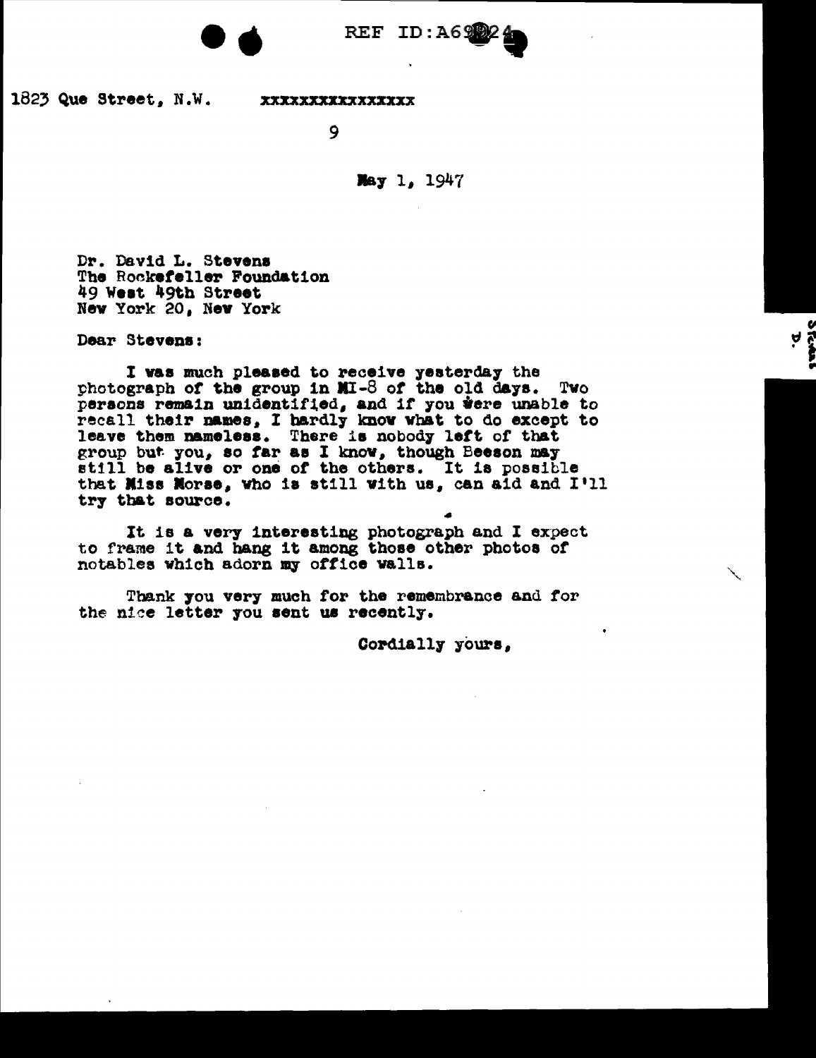1823 Que Street, N.W.     xxxxxxxxxxxxxxx

9

May 1, 1947

Dr. David L. Stevens
The Rockefeller Foundation
49 West 49th Street
New York 20, New York

Dear Stevens:

I was much pleased to receive yesterday the photograph of the group in MI-8 of the old days. Two persons remain unidentified, and if you were unable to recall their names, I hardly know what to do except to leave them nameless. There is nobody left of that group but you, so far as I know, though Beeson may still be alive or one of the others. It is possible that Miss Morse, who is still with us, can aid and I'll try that source.

It is a very interesting photograph and I expect to frame it and hang it among those other photos of notables which adorn my office walls.

Thank you very much for the remembrance and for the nice letter you sent us recently.

Cordially yours,